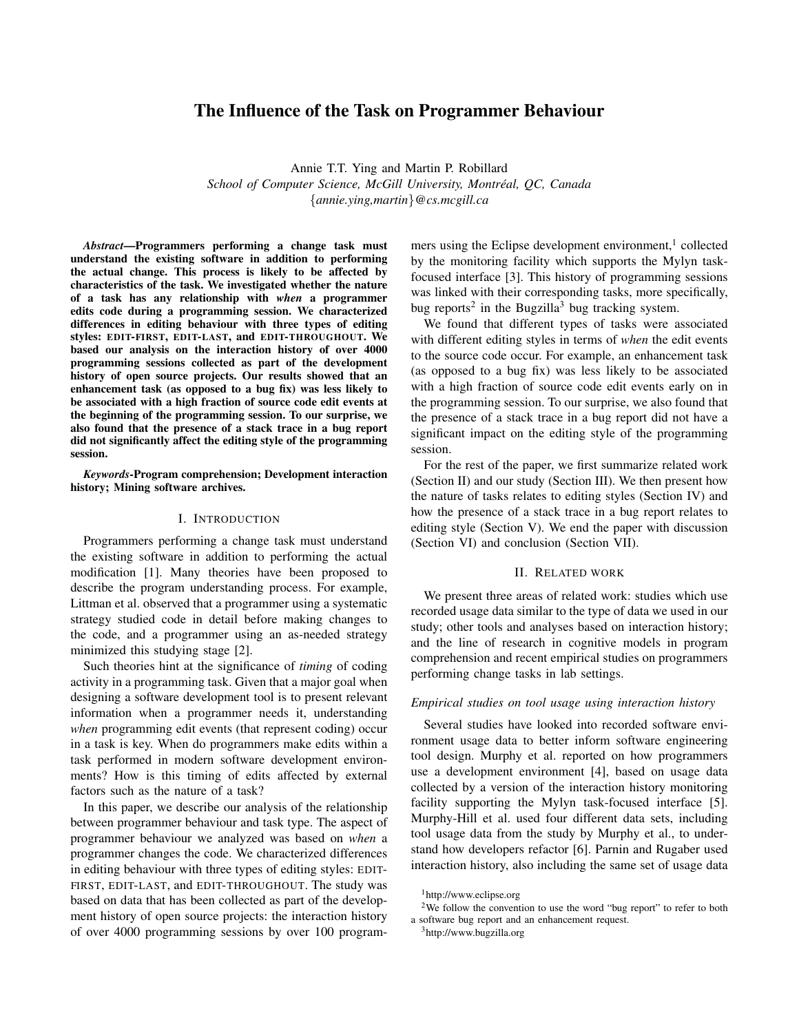# The Influence of the Task on Programmer Behaviour

Annie T.T. Ying and Martin P. Robillard

*School of Computer Science, McGill University, Montréal, QC, Canada*

{*annie.ying,martin*}*@cs.mcgill.ca*

***Abstract*—Programmers performing a change task must understand the existing software in addition to performing the actual change. This process is likely to be affected by characteristics of the task. We investigated whether the nature of a task has any relationship with *when* a programmer edits code during a programming session. We characterized differences in editing behaviour with three types of editing styles: EDIT-FIRST, EDIT-LAST, and EDIT-THROUGHOUT. We based our analysis on the interaction history of over 4000 programming sessions collected as part of the development history of open source projects. Our results showed that an enhancement task (as opposed to a bug fix) was less likely to be associated with a high fraction of source code edit events at the beginning of the programming session. To our surprise, we also found that the presence of a stack trace in a bug report did not significantly affect the editing style of the programming session.**

***Keywords*-Program comprehension; Development interaction history; Mining software archives.**

## I. Introduction

Programmers performing a change task must understand the existing software in addition to performing the actual modification [1]. Many theories have been proposed to describe the program understanding process. For example, Littman et al. observed that a programmer using a systematic strategy studied code in detail before making changes to the code, and a programmer using an as-needed strategy minimized this studying stage [2].

Such theories hint at the significance of *timing* of coding activity in a programming task. Given that a major goal when designing a software development tool is to present relevant information when a programmer needs it, understanding *when* programming edit events (that represent coding) occur in a task is key. When do programmers make edits within a task performed in modern software development environments? How is this timing of edits affected by external factors such as the nature of a task?

In this paper, we describe our analysis of the relationship between programmer behaviour and task type. The aspect of programmer behaviour we analyzed was based on *when* a programmer changes the code. We characterized differences in editing behaviour with three types of editing styles: EDIT-FIRST, EDIT-LAST, and EDIT-THROUGHOUT. The study was based on data that has been collected as part of the development history of open source projects: the interaction history of over 4000 programming sessions by over 100 programmers using the Eclipse development environment,[1] collected by the monitoring facility which supports the Mylyn task-focused interface [3]. This history of programming sessions was linked with their corresponding tasks, more specifically, bug reports[2] in the Bugzilla[3] bug tracking system.

We found that different types of tasks were associated with different editing styles in terms of *when* the edit events to the source code occur. For example, an enhancement task (as opposed to a bug fix) was less likely to be associated with a high fraction of source code edit events early on in the programming session. To our surprise, we also found that the presence of a stack trace in a bug report did not have a significant impact on the editing style of the programming session.

For the rest of the paper, we first summarize related work (Section II) and our study (Section III). We then present how the nature of tasks relates to editing styles (Section IV) and how the presence of a stack trace in a bug report relates to editing style (Section V). We end the paper with discussion (Section VI) and conclusion (Section VII).

## II. Related work

We present three areas of related work: studies which use recorded usage data similar to the type of data we used in our study; other tools and analyses based on interaction history; and the line of research in cognitive models in program comprehension and recent empirical studies on programmers performing change tasks in lab settings.

### *Empirical studies on tool usage using interaction history*

Several studies have looked into recorded software environment usage data to better inform software engineering tool design. Murphy et al. reported on how programmers use a development environment [4], based on usage data collected by a version of the interaction history monitoring facility supporting the Mylyn task-focused interface [5]. Murphy-Hill et al. used four different data sets, including tool usage data from the study by Murphy et al., to understand how developers refactor [6]. Parnin and Rugaber used interaction history, also including the same set of usage data

[1] http://www.eclipse.org

[2] We follow the convention to use the word "bug report" to refer to both a software bug report and an enhancement request.

[3] http://www.bugzilla.org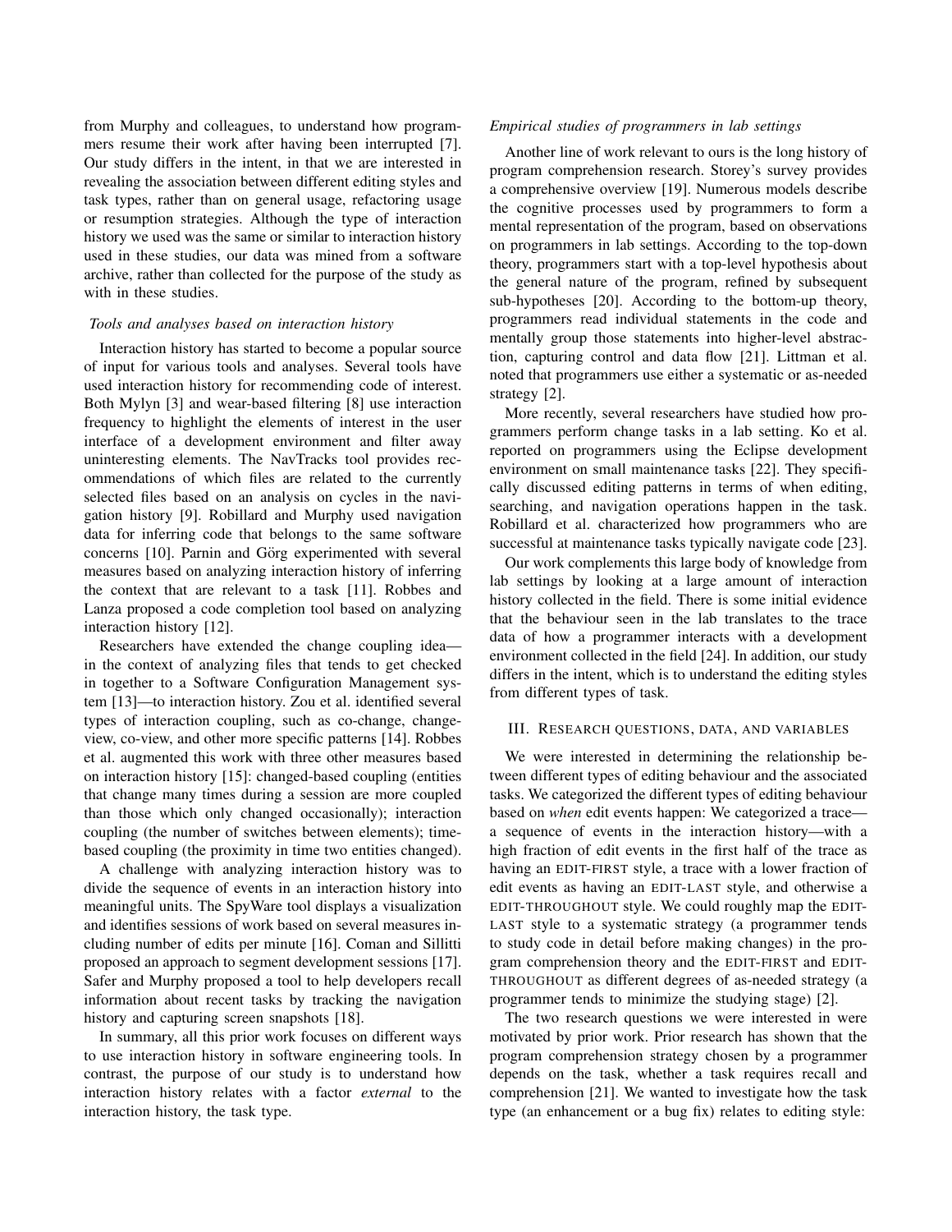from Murphy and colleagues, to understand how programmers resume their work after having been interrupted [7]. Our study differs in the intent, in that we are interested in revealing the association between different editing styles and task types, rather than on general usage, refactoring usage or resumption strategies. Although the type of interaction history we used was the same or similar to interaction history used in these studies, our data was mined from a software archive, rather than collected for the purpose of the study as with in these studies.

### *Tools and analyses based on interaction history*

Interaction history has started to become a popular source of input for various tools and analyses. Several tools have used interaction history for recommending code of interest. Both Mylyn [3] and wear-based filtering [8] use interaction frequency to highlight the elements of interest in the user interface of a development environment and filter away uninteresting elements. The NavTracks tool provides recommendations of which files are related to the currently selected files based on an analysis on cycles in the navigation history [9]. Robillard and Murphy used navigation data for inferring code that belongs to the same software concerns [10]. Parnin and Görg experimented with several measures based on analyzing interaction history of inferring the context that are relevant to a task [11]. Robbes and Lanza proposed a code completion tool based on analyzing interaction history [12].

Researchers have extended the change coupling idea—in the context of analyzing files that tends to get checked in together to a Software Configuration Management system [13]—to interaction history. Zou et al. identified several types of interaction coupling, such as co-change, change-view, co-view, and other more specific patterns [14]. Robbes et al. augmented this work with three other measures based on interaction history [15]: changed-based coupling (entities that change many times during a session are more coupled than those which only changed occasionally); interaction coupling (the number of switches between elements); time-based coupling (the proximity in time two entities changed).

A challenge with analyzing interaction history was to divide the sequence of events in an interaction history into meaningful units. The SpyWare tool displays a visualization and identifies sessions of work based on several measures including number of edits per minute [16]. Coman and Sillitti proposed an approach to segment development sessions [17]. Safer and Murphy proposed a tool to help developers recall information about recent tasks by tracking the navigation history and capturing screen snapshots [18].

In summary, all this prior work focuses on different ways to use interaction history in software engineering tools. In contrast, the purpose of our study is to understand how interaction history relates with a factor *external* to the interaction history, the task type.

### *Empirical studies of programmers in lab settings*

Another line of work relevant to ours is the long history of program comprehension research. Storey's survey provides a comprehensive overview [19]. Numerous models describe the cognitive processes used by programmers to form a mental representation of the program, based on observations on programmers in lab settings. According to the top-down theory, programmers start with a top-level hypothesis about the general nature of the program, refined by subsequent sub-hypotheses [20]. According to the bottom-up theory, programmers read individual statements in the code and mentally group those statements into higher-level abstraction, capturing control and data flow [21]. Littman et al. noted that programmers use either a systematic or as-needed strategy [2].

More recently, several researchers have studied how programmers perform change tasks in a lab setting. Ko et al. reported on programmers using the Eclipse development environment on small maintenance tasks [22]. They specifically discussed editing patterns in terms of when editing, searching, and navigation operations happen in the task. Robillard et al. characterized how programmers who are successful at maintenance tasks typically navigate code [23].

Our work complements this large body of knowledge from lab settings by looking at a large amount of interaction history collected in the field. There is some initial evidence that the behaviour seen in the lab translates to the trace data of how a programmer interacts with a development environment collected in the field [24]. In addition, our study differs in the intent, which is to understand the editing styles from different types of task.

## III. Research questions, data, and variables

We were interested in determining the relationship between different types of editing behaviour and the associated tasks. We categorized the different types of editing behaviour based on *when* edit events happen: We categorized a trace—a sequence of events in the interaction history—with a high fraction of edit events in the first half of the trace as having an EDIT-FIRST style, a trace with a lower fraction of edit events as having an EDIT-LAST style, and otherwise a EDIT-THROUGHOUT style. We could roughly map the EDIT-LAST style to a systematic strategy (a programmer tends to study code in detail before making changes) in the program comprehension theory and the EDIT-FIRST and EDIT-THROUGHOUT as different degrees of as-needed strategy (a programmer tends to minimize the studying stage) [2].

The two research questions we were interested in were motivated by prior work. Prior research has shown that the program comprehension strategy chosen by a programmer depends on the task, whether a task requires recall and comprehension [21]. We wanted to investigate how the task type (an enhancement or a bug fix) relates to editing style: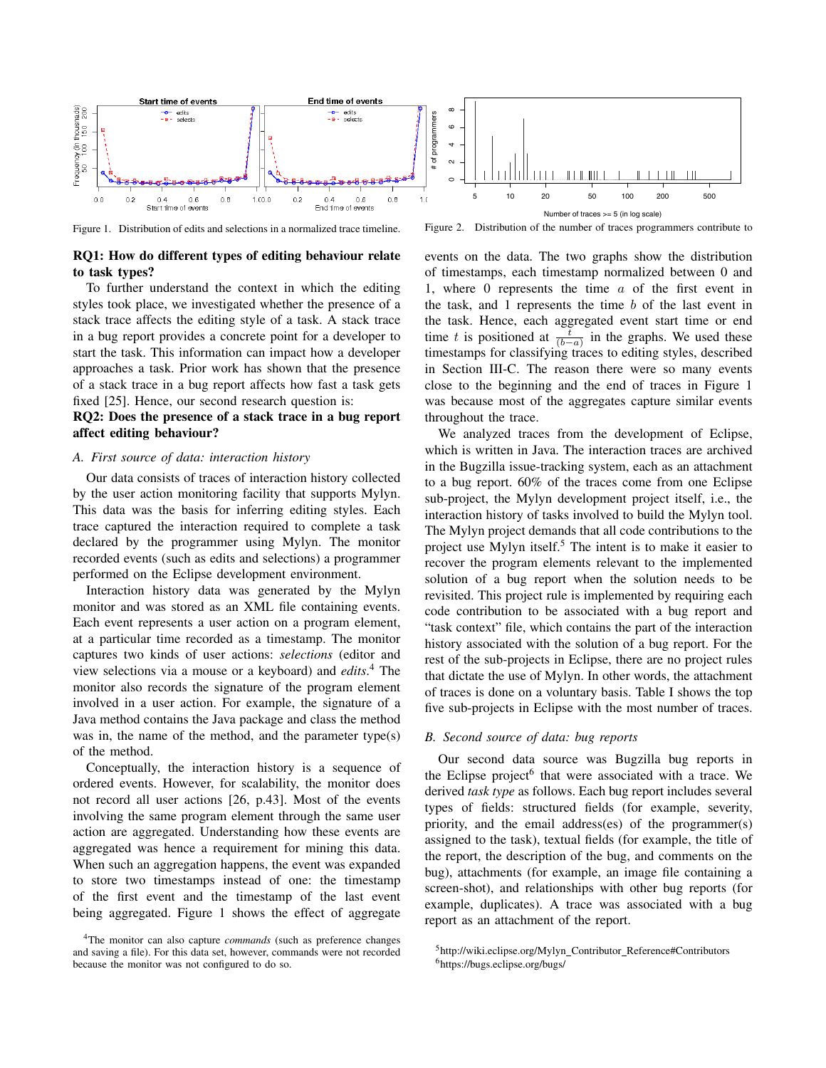Figure 1. Distribution of edits and selections in a normalized trace timeline.

Figure 2. Distribution of the number of traces programmers contribute to

**RQ1: How do different types of editing behaviour relate to task types?**

To further understand the context in which the editing styles took place, we investigated whether the presence of a stack trace affects the editing style of a task. A stack trace in a bug report provides a concrete point for a developer to start the task. This information can impact how a developer approaches a task. Prior work has shown that the presence of a stack trace in a bug report affects how fast a task gets fixed [25]. Hence, our second research question is:

**RQ2: Does the presence of a stack trace in a bug report affect editing behaviour?**

### *A. First source of data: interaction history*

Our data consists of traces of interaction history collected by the user action monitoring facility that supports Mylyn. This data was the basis for inferring editing styles. Each trace captured the interaction required to complete a task declared by the programmer using Mylyn. The monitor recorded events (such as edits and selections) a programmer performed on the Eclipse development environment.

Interaction history data was generated by the Mylyn monitor and was stored as an XML file containing events. Each event represents a user action on a program element, at a particular time recorded as a timestamp. The monitor captures two kinds of user actions: *selections* (editor and view selections via a mouse or a keyboard) and *edits*.[4] The monitor also records the signature of the program element involved in a user action. For example, the signature of a Java method contains the Java package and class the method was in, the name of the method, and the parameter type(s) of the method.

Conceptually, the interaction history is a sequence of ordered events. However, for scalability, the monitor does not record all user actions [26, p.43]. Most of the events involving the same program element through the same user action are aggregated. Understanding how these events are aggregated was hence a requirement for mining this data. When such an aggregation happens, the event was expanded to store two timestamps instead of one: the timestamp of the first event and the timestamp of the last event being aggregated. Figure 1 shows the effect of aggregate events on the data. The two graphs show the distribution of timestamps, each timestamp normalized between 0 and 1, where 0 represents the time $a$ of the first event in the task, and 1 represents the time $b$ of the last event in the task. Hence, each aggregated event start time or end time $t$ is positioned at $\frac{t}{(b-a)}$ in the graphs. We used these timestamps for classifying traces to editing styles, described in Section III-C. The reason there were so many events close to the beginning and the end of traces in Figure 1 was because most of the aggregates capture similar events throughout the trace.

We analyzed traces from the development of Eclipse, which is written in Java. The interaction traces are archived in the Bugzilla issue-tracking system, each as an attachment to a bug report. 60% of the traces come from one Eclipse sub-project, the Mylyn development project itself, i.e., the interaction history of tasks involved to build the Mylyn tool. The Mylyn project demands that all code contributions to the project use Mylyn itself.[5] The intent is to make it easier to recover the program elements relevant to the implemented solution of a bug report when the solution needs to be revisited. This project rule is implemented by requiring each code contribution to be associated with a bug report and "task context" file, which contains the part of the interaction history associated with the solution of a bug report. For the rest of the sub-projects in Eclipse, there are no project rules that dictate the use of Mylyn. In other words, the attachment of traces is done on a voluntary basis. Table I shows the top five sub-projects in Eclipse with the most number of traces.

### *B. Second source of data: bug reports*

Our second data source was Bugzilla bug reports in the Eclipse project[6] that were associated with a trace. We derived *task type* as follows. Each bug report includes several types of fields: structured fields (for example, severity, priority, and the email address(es) of the programmer(s) assigned to the task), textual fields (for example, the title of the report, the description of the bug, and comments on the bug), attachments (for example, an image file containing a screen-shot), and relationships with other bug reports (for example, duplicates). A trace was associated with a bug report as an attachment of the report.

[4]The monitor can also capture *commands* (such as preference changes and saving a file). For this data set, however, commands were not recorded because the monitor was not configured to do so.

[5]http://wiki.eclipse.org/Mylyn_Contributor_Reference#Contributors

[6]https://bugs.eclipse.org/bugs/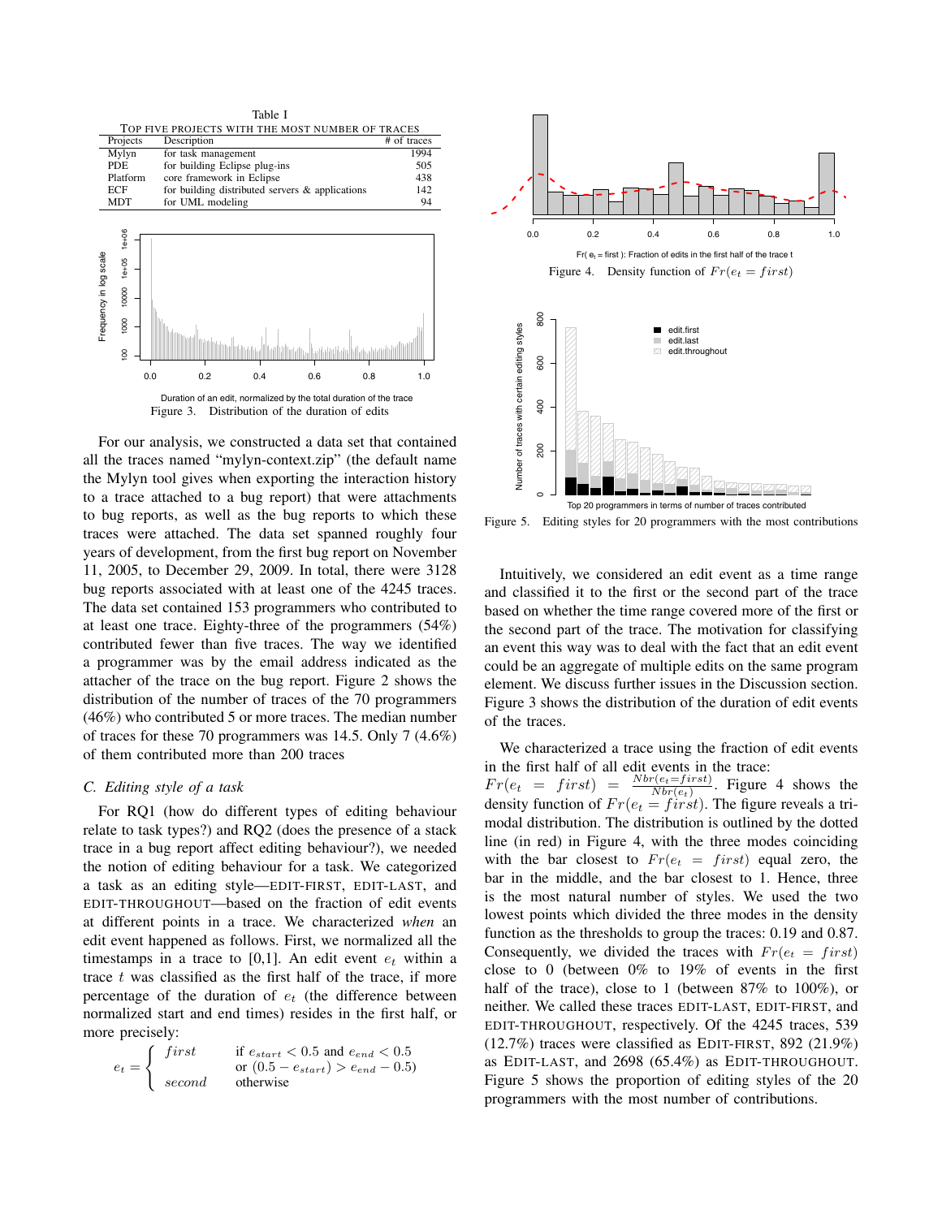Table I
TOP FIVE PROJECTS WITH THE MOST NUMBER OF TRACES

| Projects | Description | # of traces |
|---|---|---|
| Mylyn | for task management | 1994 |
| PDE | for building Eclipse plug-ins | 505 |
| Platform | core framework in Eclipse | 438 |
| ECF | for building distributed servers & applications | 142 |
| MDT | for UML modeling | 94 |

Figure 3. Distribution of the duration of edits

For our analysis, we constructed a data set that contained all the traces named "mylyn-context.zip" (the default name the Mylyn tool gives when exporting the interaction history to a trace attached to a bug report) that were attachments to bug reports, as well as the bug reports to which these traces were attached. The data set spanned roughly four years of development, from the first bug report on November 11, 2005, to December 29, 2009. In total, there were 3128 bug reports associated with at least one of the 4245 traces. The data set contained 153 programmers who contributed to at least one trace. Eighty-three of the programmers (54%) contributed fewer than five traces. The way we identified a programmer was by the email address indicated as the attacher of the trace on the bug report. Figure 2 shows the distribution of the number of traces of the 70 programmers (46%) who contributed 5 or more traces. The median number of traces for these 70 programmers was 14.5. Only 7 (4.6%) of them contributed more than 200 traces

### C. Editing style of a task

For RQ1 (how do different types of editing behaviour relate to task types?) and RQ2 (does the presence of a stack trace in a bug report affect editing behaviour?), we needed the notion of editing behaviour for a task. We categorized a task as an editing style—EDIT-FIRST, EDIT-LAST, and EDIT-THROUGHOUT—based on the fraction of edit events at different points in a trace. We characterized *when* an edit event happened as follows. First, we normalized all the timestamps in a trace to [0,1]. An edit event $e_t$ within a trace $t$ was classified as the first half of the trace, if more percentage of the duration of $e_t$ (the difference between normalized start and end times) resides in the first half, or more precisely:

$$e_t = \begin{cases} first & \text{if } e_{start} < 0.5 \text{ and } e_{end} < 0.5 \\ & \text{or } (0.5 - e_{start}) > e_{end} - 0.5) \\ second & \text{otherwise} \end{cases}$$

Figure 4. Density function of $Fr(e_t = first)$

Figure 5. Editing styles for 20 programmers with the most contributions

Intuitively, we considered an edit event as a time range and classified it to the first or the second part of the trace based on whether the time range covered more of the first or the second part of the trace. The motivation for classifying an event this way was to deal with the fact that an edit event could be an aggregate of multiple edits on the same program element. We discuss further issues in the Discussion section. Figure 3 shows the distribution of the duration of edit events of the traces.

We characterized a trace using the fraction of edit events in the first half of all edit events in the trace: $Fr(e_t = first) = \frac{Nbr(e_t=first)}{Nbr(e_t)}$. Figure 4 shows the density function of $Fr(e_t = first)$. The figure reveals a tri-modal distribution. The distribution is outlined by the dotted line (in red) in Figure 4, with the three modes coinciding with the bar closest to $Fr(e_t = first)$ equal zero, the bar in the middle, and the bar closest to 1. Hence, three is the most natural number of styles. We used the two lowest points which divided the three modes in the density function as the thresholds to group the traces: 0.19 and 0.87. Consequently, we divided the traces with $Fr(e_t = first)$ close to 0 (between 0% to 19% of events in the first half of the trace), close to 1 (between 87% to 100%), or neither. We called these traces EDIT-LAST, EDIT-FIRST, and EDIT-THROUGHOUT, respectively. Of the 4245 traces, 539 (12.7%) traces were classified as EDIT-FIRST, 892 (21.9%) as EDIT-LAST, and 2698 (65.4%) as EDIT-THROUGHOUT. Figure 5 shows the proportion of editing styles of the 20 programmers with the most number of contributions.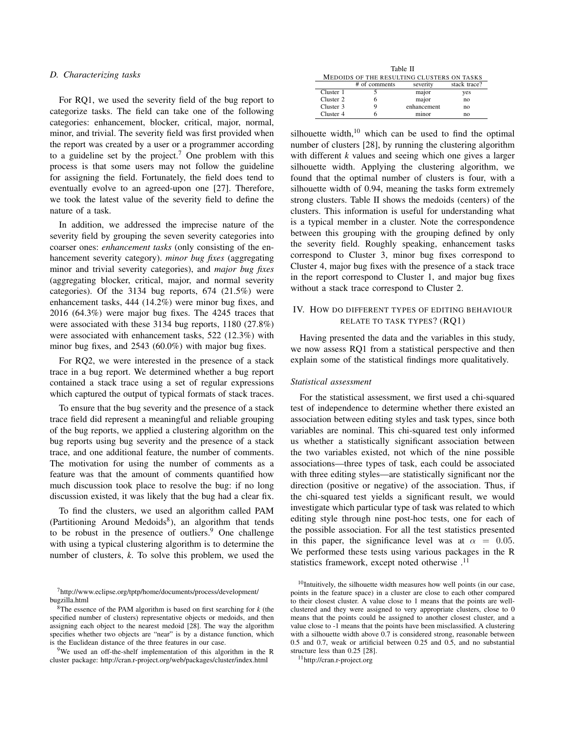### D. Characterizing tasks

For RQ1, we used the severity field of the bug report to categorize tasks. The field can take one of the following categories: enhancement, blocker, critical, major, normal, minor, and trivial. The severity field was first provided when the report was created by a user or a programmer according to a guideline set by the project.[7] One problem with this process is that some users may not follow the guideline for assigning the field. Fortunately, the field does tend to eventually evolve to an agreed-upon one [27]. Therefore, we took the latest value of the severity field to define the nature of a task.

In addition, we addressed the imprecise nature of the severity field by grouping the seven severity categories into coarser ones: *enhancement tasks* (only consisting of the enhancement severity category). *minor bug fixes* (aggregating minor and trivial severity categories), and *major bug fixes* (aggregating blocker, critical, major, and normal severity categories). Of the 3134 bug reports, 674 (21.5%) were enhancement tasks, 444 (14.2%) were minor bug fixes, and 2016 (64.3%) were major bug fixes. The 4245 traces that were associated with these 3134 bug reports, 1180 (27.8%) were associated with enhancement tasks, 522 (12.3%) with minor bug fixes, and 2543 (60.0%) with major bug fixes.

For RQ2, we were interested in the presence of a stack trace in a bug report. We determined whether a bug report contained a stack trace using a set of regular expressions which captured the output of typical formats of stack traces.

To ensure that the bug severity and the presence of a stack trace field did represent a meaningful and reliable grouping of the bug reports, we applied a clustering algorithm on the bug reports using bug severity and the presence of a stack trace, and one additional feature, the number of comments. The motivation for using the number of comments as a feature was that the amount of comments quantified how much discussion took place to resolve the bug: if no long discussion existed, it was likely that the bug had a clear fix.

To find the clusters, we used an algorithm called PAM (Partitioning Around Medoids[8]), an algorithm that tends to be robust in the presence of outliers.[9] One challenge with using a typical clustering algorithm is to determine the number of clusters, *k*. To solve this problem, we used the silhouette width,[10] which can be used to find the optimal number of clusters [28], by running the clustering algorithm with different *k* values and seeing which one gives a larger silhouette width. Applying the clustering algorithm, we found that the optimal number of clusters is four, with a silhouette width of 0.94, meaning the tasks form extremely strong clusters. Table II shows the medoids (centers) of the clusters. This information is useful for understanding what is a typical member in a cluster. Note the correspondence between this grouping with the grouping defined by only the severity field. Roughly speaking, enhancement tasks correspond to Cluster 3, minor bug fixes correspond to Cluster 4, major bug fixes with the presence of a stack trace in the report correspond to Cluster 1, and major bug fixes without a stack trace correspond to Cluster 2.

Table II
MEDOIDS OF THE RESULTING CLUSTERS ON TASKS

| | # of comments | severity | stack trace? |
|---|---|---|---|
| Cluster 1 | 5 | major | yes |
| Cluster 2 | 6 | major | no |
| Cluster 3 | 9 | enhancement | no |
| Cluster 4 | 6 | minor | no |

## IV. HOW DO DIFFERENT TYPES OF EDITING BEHAVIOUR RELATE TO TASK TYPES? (RQ1)

Having presented the data and the variables in this study, we now assess RQ1 from a statistical perspective and then explain some of the statistical findings more qualitatively.

### Statistical assessment

For the statistical assessment, we first used a chi-squared test of independence to determine whether there existed an association between editing styles and task types, since both variables are nominal. This chi-squared test only informed us whether a statistically significant association between the two variables existed, not which of the nine possible associations—three types of task, each could be associated with three editing styles—are statistically significant nor the direction (positive or negative) of the association. Thus, if the chi-squared test yields a significant result, we would investigate which particular type of task was related to which editing style through nine post-hoc tests, one for each of the possible association. For all the test statistics presented in this paper, the significance level was at $\alpha = 0.05$. We performed these tests using various packages in the R statistics framework, except noted otherwise .[11]

---

[7] http://www.eclipse.org/tptp/home/documents/process/development/bugzilla.html

[8] The essence of the PAM algorithm is based on first searching for *k* (the specified number of clusters) representative objects or medoids, and then assigning each object to the nearest medoid [28]. The way the algorithm specifies whether two objects are "near" is by a distance function, which is the Euclidean distance of the three features in our case.

[9] We used an off-the-shelf implementation of this algorithm in the R cluster package: http://cran.r-project.org/web/packages/cluster/index.html

[10] Intuitively, the silhouette width measures how well points (in our case, points in the feature space) in a cluster are close to each other compared to their closest cluster. A value close to 1 means that the points are well-clustered and they were assigned to very appropriate clusters, close to 0 means that the points could be assigned to another closest cluster, and a value close to -1 means that the points have been misclassified. A clustering with a silhouette width above 0.7 is considered strong, reasonable between 0.5 and 0.7, weak or artificial between 0.25 and 0.5, and no substantial structure less than 0.25 [28].

[11] http://cran.r-project.org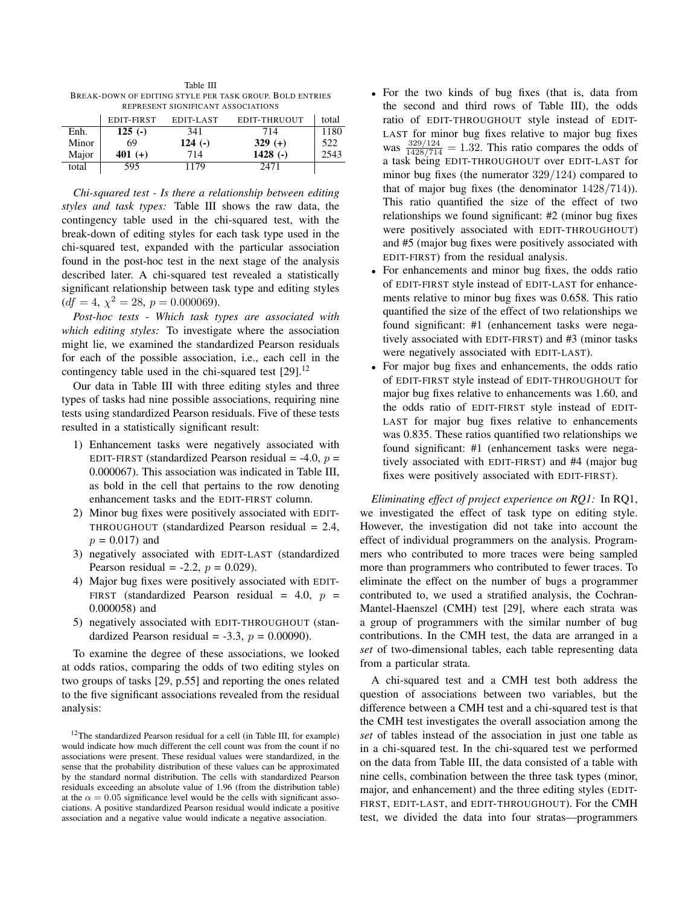Table III
BREAK-DOWN OF EDITING STYLE PER TASK GROUP. BOLD ENTRIES REPRESENT SIGNIFICANT ASSOCIATIONS

| | EDIT-FIRST | EDIT-LAST | EDIT-THRUOUT | total |
|---|---|---|---|---|
| Enh. | **125 (-)** | 341 | 714 | 1180 |
| Minor | 69 | **124 (-)** | **329 (+)** | 522 |
| Major | **401 (+)** | 714 | **1428 (-)** | 2543 |
| total | 595 | 1179 | 2471 | |

*Chi-squared test - Is there a relationship between editing styles and task types:* Table III shows the raw data, the contingency table used in the chi-squared test, with the break-down of editing styles for each task type used in the chi-squared test, expanded with the particular association found in the post-hoc test in the next stage of the analysis described later. A chi-squared test revealed a statistically significant relationship between task type and editing styles ($df = 4$, $\chi^2 = 28$, $p = 0.000069$).

*Post-hoc tests - Which task types are associated with which editing styles:* To investigate where the association might lie, we examined the standardized Pearson residuals for each of the possible association, i.e., each cell in the contingency table used in the chi-squared test [29].[12]

Our data in Table III with three editing styles and three types of tasks had nine possible associations, requiring nine tests using standardized Pearson residuals. Five of these tests resulted in a statistically significant result:

1) Enhancement tasks were negatively associated with EDIT-FIRST (standardized Pearson residual = -4.0, $p$ = 0.000067). This association was indicated in Table III, as bold in the cell that pertains to the row denoting enhancement tasks and the EDIT-FIRST column.
2) Minor bug fixes were positively associated with EDIT-THROUGHOUT (standardized Pearson residual = 2.4, $p$ = 0.017) and
3) negatively associated with EDIT-LAST (standardized Pearson residual = -2.2, $p$ = 0.029).
4) Major bug fixes were positively associated with EDIT-FIRST (standardized Pearson residual = 4.0, $p$ = 0.000058) and
5) negatively associated with EDIT-THROUGHOUT (standardized Pearson residual = -3.3, $p$ = 0.00090).

To examine the degree of these associations, we looked at odds ratios, comparing the odds of two editing styles on two groups of tasks [29, p.55] and reporting the ones related to the five significant associations revealed from the residual analysis:

- For the two kinds of bug fixes (that is, data from the second and third rows of Table III), the odds ratio of EDIT-THROUGHOUT style instead of EDIT-LAST for minor bug fixes relative to major bug fixes was $\frac{329/124}{1428/714} = 1.32$. This ratio compares the odds of a task being EDIT-THROUGHOUT over EDIT-LAST for minor bug fixes (the numerator $329/124$) compared to that of major bug fixes (the denominator $1428/714$)). This ratio quantified the size of the effect of two relationships we found significant: #2 (minor bug fixes were positively associated with EDIT-THROUGHOUT) and #5 (major bug fixes were positively associated with EDIT-FIRST) from the residual analysis.
- For enhancements and minor bug fixes, the odds ratio of EDIT-FIRST style instead of EDIT-LAST for enhancements relative to minor bug fixes was 0.658. This ratio quantified the size of the effect of two relationships we found significant: #1 (enhancement tasks were negatively associated with EDIT-FIRST) and #3 (minor tasks were negatively associated with EDIT-LAST).
- For major bug fixes and enhancements, the odds ratio of EDIT-FIRST style instead of EDIT-THROUGHOUT for major bug fixes relative to enhancements was 1.60, and the odds ratio of EDIT-FIRST style instead of EDIT-LAST for major bug fixes relative to enhancements was 0.835. These ratios quantified two relationships we found significant: #1 (enhancement tasks were negatively associated with EDIT-FIRST) and #4 (major bug fixes were positively associated with EDIT-FIRST).

*Eliminating effect of project experience on RQ1:* In RQ1, we investigated the effect of task type on editing style. However, the investigation did not take into account the effect of individual programmers on the analysis. Programmers who contributed to more traces were being sampled more than programmers who contributed to fewer traces. To eliminate the effect on the number of bugs a programmer contributed to, we used a stratified analysis, the Cochran-Mantel-Haenszel (CMH) test [29], where each strata was a group of programmers with the similar number of bug contributions. In the CMH test, the data are arranged in a *set* of two-dimensional tables, each table representing data from a particular strata.

A chi-squared test and a CMH test both address the question of associations between two variables, but the difference between a CMH test and a chi-squared test is that the CMH test investigates the overall association among the *set* of tables instead of the association in just one table as in a chi-squared test. In the chi-squared test we performed on the data from Table III, the data consisted of a table with nine cells, combination between the three task types (minor, major, and enhancement) and the three editing styles (EDIT-FIRST, EDIT-LAST, and EDIT-THROUGHOUT). For the CMH test, we divided the data into four stratas—programmers

[12] The standardized Pearson residual for a cell (in Table III, for example) would indicate how much different the cell count was from the count if no associations were present. These residual values were standardized, in the sense that the probability distribution of these values can be approximated by the standard normal distribution. The cells with standardized Pearson residuals exceeding an absolute value of 1.96 (from the distribution table) at the $\alpha = 0.05$ significance level would be the cells with significant associations. A positive standardized Pearson residual would indicate a positive association and a negative value would indicate a negative association.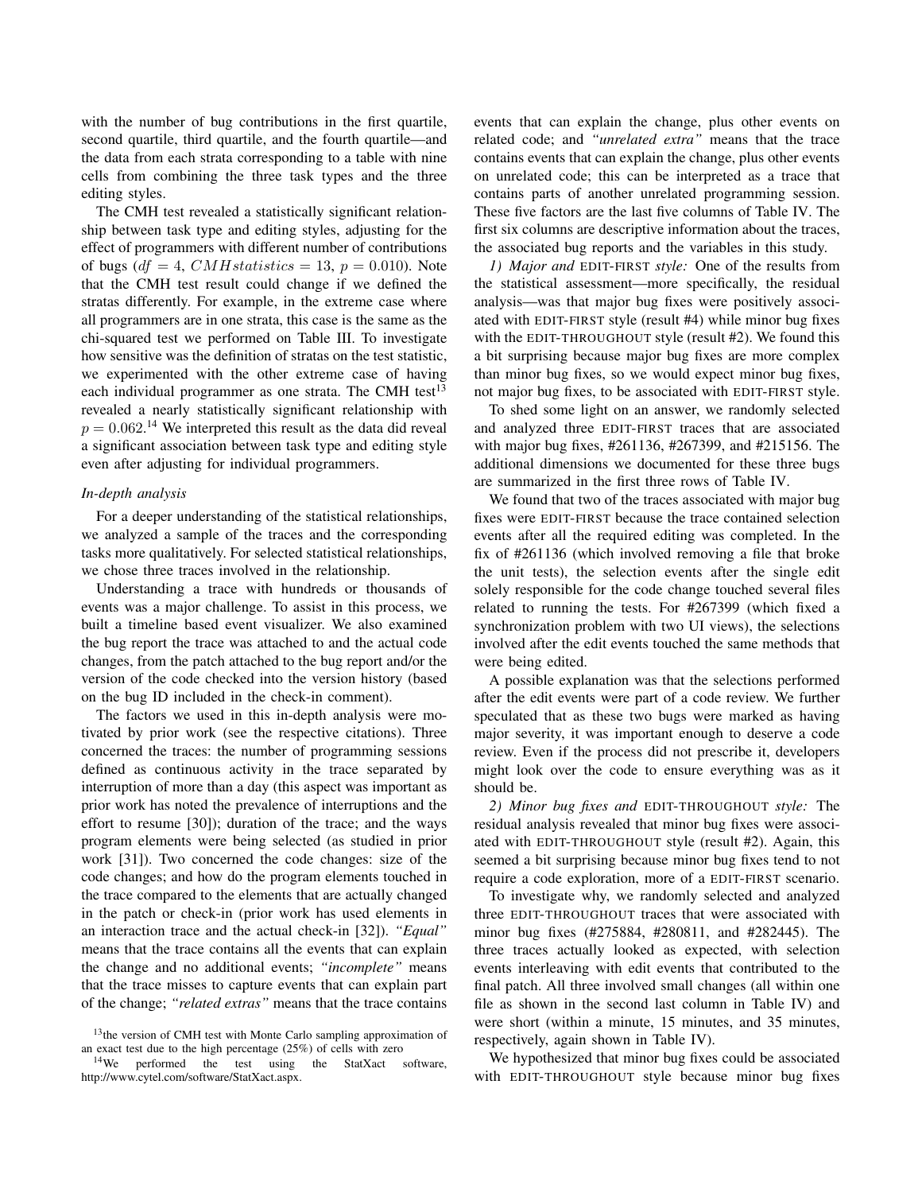with the number of bug contributions in the first quartile, second quartile, third quartile, and the fourth quartile—and the data from each strata corresponding to a table with nine cells from combining the three task types and the three editing styles.

The CMH test revealed a statistically significant relationship between task type and editing styles, adjusting for the effect of programmers with different number of contributions of bugs ($df = 4$, $CMHstatistics = 13$, $p = 0.010$). Note that the CMH test result could change if we defined the stratas differently. For example, in the extreme case where all programmers are in one strata, this case is the same as the chi-squared test we performed on Table III. To investigate how sensitive was the definition of stratas on the test statistic, we experimented with the other extreme case of having each individual programmer as one strata. The CMH test[13] revealed a nearly statistically significant relationship with $p = 0.062$.[14] We interpreted this result as the data did reveal a significant association between task type and editing style even after adjusting for individual programmers.

### *In-depth analysis*

For a deeper understanding of the statistical relationships, we analyzed a sample of the traces and the corresponding tasks more qualitatively. For selected statistical relationships, we chose three traces involved in the relationship.

Understanding a trace with hundreds or thousands of events was a major challenge. To assist in this process, we built a timeline based event visualizer. We also examined the bug report the trace was attached to and the actual code changes, from the patch attached to the bug report and/or the version of the code checked into the version history (based on the bug ID included in the check-in comment).

The factors we used in this in-depth analysis were motivated by prior work (see the respective citations). Three concerned the traces: the number of programming sessions defined as continuous activity in the trace separated by interruption of more than a day (this aspect was important as prior work has noted the prevalence of interruptions and the effort to resume [30]); duration of the trace; and the ways program elements were being selected (as studied in prior work [31]). Two concerned the code changes: size of the code changes; and how do the program elements touched in the trace compared to the elements that are actually changed in the patch or check-in (prior work has used elements in an interaction trace and the actual check-in [32]). *"Equal"* means that the trace contains all the events that can explain the change and no additional events; *"incomplete"* means that the trace misses to capture events that can explain part of the change; *"related extras"* means that the trace contains events that can explain the change, plus other events on related code; and *"unrelated extra"* means that the trace contains events that can explain the change, plus other events on unrelated code; this can be interpreted as a trace that contains parts of another unrelated programming session. These five factors are the last five columns of Table IV. The first six columns are descriptive information about the traces, the associated bug reports and the variables in this study.

*1) Major and* EDIT-FIRST *style:* One of the results from the statistical assessment—more specifically, the residual analysis—was that major bug fixes were positively associated with EDIT-FIRST style (result #4) while minor bug fixes with the EDIT-THROUGHOUT style (result #2). We found this a bit surprising because major bug fixes are more complex than minor bug fixes, so we would expect minor bug fixes, not major bug fixes, to be associated with EDIT-FIRST style.

To shed some light on an answer, we randomly selected and analyzed three EDIT-FIRST traces that are associated with major bug fixes, #261136, #267399, and #215156. The additional dimensions we documented for these three bugs are summarized in the first three rows of Table IV.

We found that two of the traces associated with major bug fixes were EDIT-FIRST because the trace contained selection events after all the required editing was completed. In the fix of #261136 (which involved removing a file that broke the unit tests), the selection events after the single edit solely responsible for the code change touched several files related to running the tests. For #267399 (which fixed a synchronization problem with two UI views), the selections involved after the edit events touched the same methods that were being edited.

A possible explanation was that the selections performed after the edit events were part of a code review. We further speculated that as these two bugs were marked as having major severity, it was important enough to deserve a code review. Even if the process did not prescribe it, developers might look over the code to ensure everything was as it should be.

*2) Minor bug fixes and* EDIT-THROUGHOUT *style:* The residual analysis revealed that minor bug fixes were associated with EDIT-THROUGHOUT style (result #2). Again, this seemed a bit surprising because minor bug fixes tend to not require a code exploration, more of a EDIT-FIRST scenario.

To investigate why, we randomly selected and analyzed three EDIT-THROUGHOUT traces that were associated with minor bug fixes (#275884, #280811, and #282445). The three traces actually looked as expected, with selection events interleaving with edit events that contributed to the final patch. All three involved small changes (all within one file as shown in the second last column in Table IV) and were short (within a minute, 15 minutes, and 35 minutes, respectively, again shown in Table IV).

We hypothesized that minor bug fixes could be associated with EDIT-THROUGHOUT style because minor bug fixes

[13] the version of CMH test with Monte Carlo sampling approximation of an exact test due to the high percentage (25%) of cells with zero

[14] We performed the test using the StatXact software, http://www.cytel.com/software/StatXact.aspx.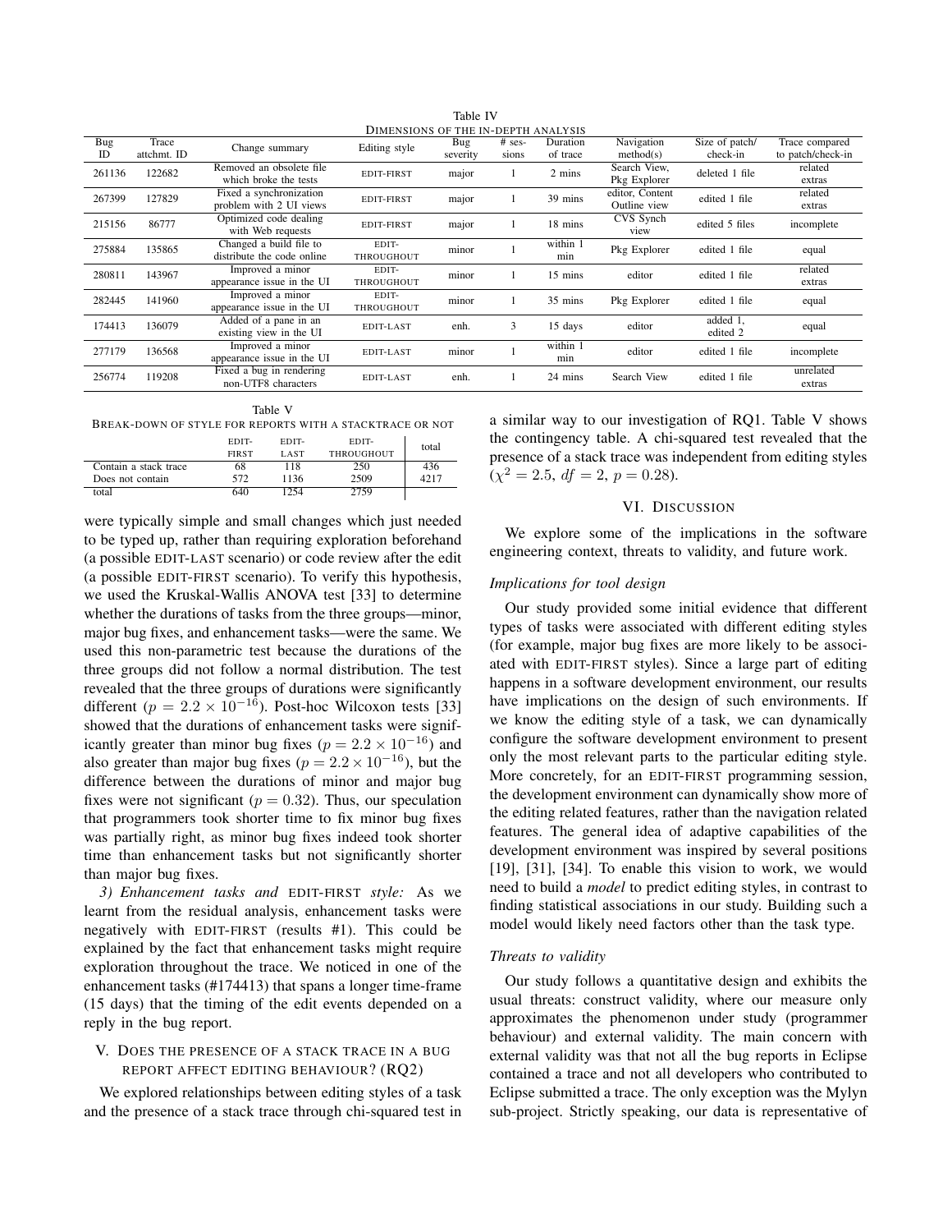Table IV
DIMENSIONS OF THE IN-DEPTH ANALYSIS

| Bug ID | Trace attchmt. ID | Change summary | Editing style | Bug severity | # sessions | Duration of trace | Navigation method(s) | Size of patch/ check-in | Trace compared to patch/check-in |
|---|---|---|---|---|---|---|---|---|---|
| 261136 | 122682 | Removed an obsolete file which broke the tests | EDIT-FIRST | major | 1 | 2 mins | Search View, Pkg Explorer | deleted 1 file | related extras |
| 267399 | 127829 | Fixed a synchronization problem with 2 UI views | EDIT-FIRST | major | 1 | 39 mins | editor, Content Outline view | edited 1 file | related extras |
| 215156 | 86777 | Optimized code dealing with Web requests | EDIT-FIRST | major | 1 | 18 mins | CVS Synch view | edited 5 files | incomplete |
| 275884 | 135865 | Changed a build file to distribute the code online | EDIT-THROUGHOUT | minor | 1 | within 1 min | Pkg Explorer | edited 1 file | equal |
| 280811 | 143967 | Improved a minor appearance issue in the UI | EDIT-THROUGHOUT | minor | 1 | 15 mins | editor | edited 1 file | related extras |
| 282445 | 141960 | Improved a minor appearance issue in the UI | EDIT-THROUGHOUT | minor | 1 | 35 mins | Pkg Explorer | edited 1 file | equal |
| 174413 | 136079 | Added of a pane in an existing view in the UI | EDIT-LAST | enh. | 3 | 15 days | editor | added 1, edited 2 | equal |
| 277179 | 136568 | Improved a minor appearance issue in the UI | EDIT-LAST | minor | 1 | within 1 min | editor | edited 1 file | incomplete |
| 256774 | 119208 | Fixed a bug in rendering non-UTF8 characters | EDIT-LAST | enh. | 1 | 24 mins | Search View | edited 1 file | unrelated extras |

Table V
BREAK-DOWN OF STYLE FOR REPORTS WITH A STACKTRACE OR NOT

| | EDIT-FIRST | EDIT-LAST | EDIT-THROUGHOUT | total |
|---|---|---|---|---|
| Contain a stack trace | 68 | 118 | 250 | 436 |
| Does not contain | 572 | 1136 | 2509 | 4217 |
| total | 640 | 1254 | 2759 | |

were typically simple and small changes which just needed to be typed up, rather than requiring exploration beforehand (a possible EDIT-LAST scenario) or code review after the edit (a possible EDIT-FIRST scenario). To verify this hypothesis, we used the Kruskal-Wallis ANOVA test [33] to determine whether the durations of tasks from the three groups—minor, major bug fixes, and enhancement tasks—were the same. We used this non-parametric test because the durations of the three groups did not follow a normal distribution. The test revealed that the three groups of durations were significantly different ($p = 2.2 \times 10^{-16}$). Post-hoc Wilcoxon tests [33] showed that the durations of enhancement tasks were significantly greater than minor bug fixes ($p = 2.2 \times 10^{-16}$) and also greater than major bug fixes ($p = 2.2 \times 10^{-16}$), but the difference between the durations of minor and major bug fixes were not significant ($p = 0.32$). Thus, our speculation that programmers took shorter time to fix minor bug fixes was partially right, as minor bug fixes indeed took shorter time than enhancement tasks but not significantly shorter than major bug fixes.

*3) Enhancement tasks and* EDIT-FIRST *style:* As we learnt from the residual analysis, enhancement tasks were negatively with EDIT-FIRST (results #1). This could be explained by the fact that enhancement tasks might require exploration throughout the trace. We noticed in one of the enhancement tasks (#174413) that spans a longer time-frame (15 days) that the timing of the edit events depended on a reply in the bug report.

## V. DOES THE PRESENCE OF A STACK TRACE IN A BUG REPORT AFFECT EDITING BEHAVIOUR? (RQ2)

We explored relationships between editing styles of a task and the presence of a stack trace through chi-squared test in a similar way to our investigation of RQ1. Table V shows the contingency table. A chi-squared test revealed that the presence of a stack trace was independent from editing styles ($\chi^2 = 2.5$, $df = 2$, $p = 0.28$).

## VI. DISCUSSION

We explore some of the implications in the software engineering context, threats to validity, and future work.

### *Implications for tool design*

Our study provided some initial evidence that different types of tasks were associated with different editing styles (for example, major bug fixes are more likely to be associated with EDIT-FIRST styles). Since a large part of editing happens in a software development environment, our results have implications on the design of such environments. If we know the editing style of a task, we can dynamically configure the software development environment to present only the most relevant parts to the particular editing style. More concretely, for an EDIT-FIRST programming session, the development environment can dynamically show more of the editing related features, rather than the navigation related features. The general idea of adaptive capabilities of the development environment was inspired by several positions [19], [31], [34]. To enable this vision to work, we would need to build a *model* to predict editing styles, in contrast to finding statistical associations in our study. Building such a model would likely need factors other than the task type.

### *Threats to validity*

Our study follows a quantitative design and exhibits the usual threats: construct validity, where our measure only approximates the phenomenon under study (programmer behaviour) and external validity. The main concern with external validity was that not all the bug reports in Eclipse contained a trace and not all developers who contributed to Eclipse submitted a trace. The only exception was the Mylyn sub-project. Strictly speaking, our data is representative of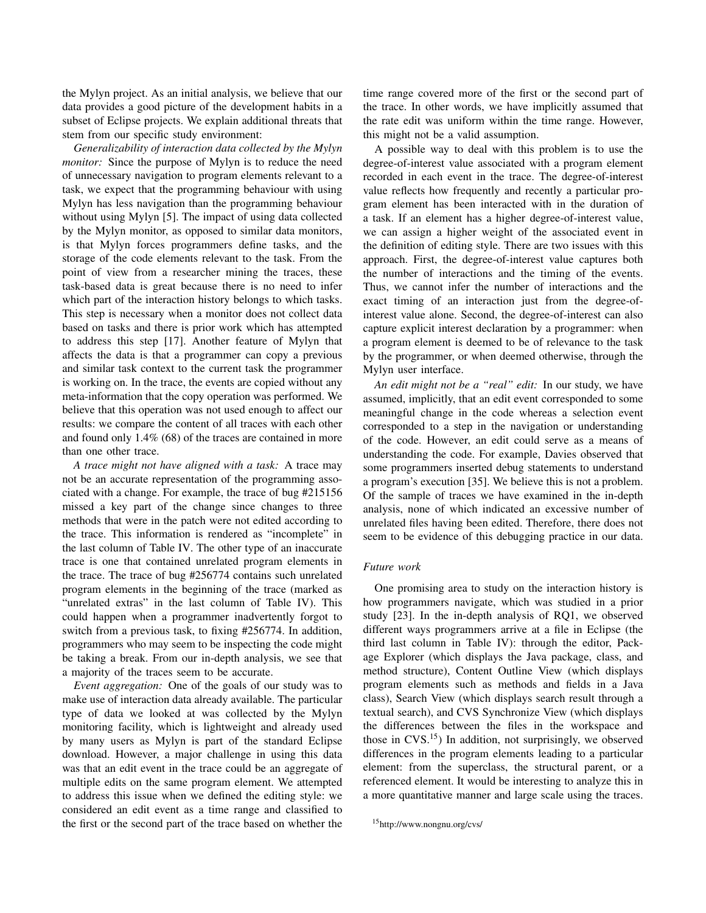the Mylyn project. As an initial analysis, we believe that our data provides a good picture of the development habits in a subset of Eclipse projects. We explain additional threats that stem from our specific study environment:

*Generalizability of interaction data collected by the Mylyn monitor:* Since the purpose of Mylyn is to reduce the need of unnecessary navigation to program elements relevant to a task, we expect that the programming behaviour with using Mylyn has less navigation than the programming behaviour without using Mylyn [5]. The impact of using data collected by the Mylyn monitor, as opposed to similar data monitors, is that Mylyn forces programmers define tasks, and the storage of the code elements relevant to the task. From the point of view from a researcher mining the traces, these task-based data is great because there is no need to infer which part of the interaction history belongs to which tasks. This step is necessary when a monitor does not collect data based on tasks and there is prior work which has attempted to address this step [17]. Another feature of Mylyn that affects the data is that a programmer can copy a previous and similar task context to the current task the programmer is working on. In the trace, the events are copied without any meta-information that the copy operation was performed. We believe that this operation was not used enough to affect our results: we compare the content of all traces with each other and found only 1.4% (68) of the traces are contained in more than one other trace.

*A trace might not have aligned with a task:* A trace may not be an accurate representation of the programming associated with a change. For example, the trace of bug #215156 missed a key part of the change since changes to three methods that were in the patch were not edited according to the trace. This information is rendered as "incomplete" in the last column of Table IV. The other type of an inaccurate trace is one that contained unrelated program elements in the trace. The trace of bug #256774 contains such unrelated program elements in the beginning of the trace (marked as "unrelated extras" in the last column of Table IV). This could happen when a programmer inadvertently forgot to switch from a previous task, to fixing #256774. In addition, programmers who may seem to be inspecting the code might be taking a break. From our in-depth analysis, we see that a majority of the traces seem to be accurate.

*Event aggregation:* One of the goals of our study was to make use of interaction data already available. The particular type of data we looked at was collected by the Mylyn monitoring facility, which is lightweight and already used by many users as Mylyn is part of the standard Eclipse download. However, a major challenge in using this data was that an edit event in the trace could be an aggregate of multiple edits on the same program element. We attempted to address this issue when we defined the editing style: we considered an edit event as a time range and classified to the first or the second part of the trace based on whether the time range covered more of the first or the second part of the trace. In other words, we have implicitly assumed that the rate edit was uniform within the time range. However, this might not be a valid assumption.

A possible way to deal with this problem is to use the degree-of-interest value associated with a program element recorded in each event in the trace. The degree-of-interest value reflects how frequently and recently a particular program element has been interacted with in the duration of a task. If an element has a higher degree-of-interest value, we can assign a higher weight of the associated event in the definition of editing style. There are two issues with this approach. First, the degree-of-interest value captures both the number of interactions and the timing of the events. Thus, we cannot infer the number of interactions and the exact timing of an interaction just from the degree-of-interest value alone. Second, the degree-of-interest can also capture explicit interest declaration by a programmer: when a program element is deemed to be of relevance to the task by the programmer, or when deemed otherwise, through the Mylyn user interface.

*An edit might not be a "real" edit:* In our study, we have assumed, implicitly, that an edit event corresponded to some meaningful change in the code whereas a selection event corresponded to a step in the navigation or understanding of the code. However, an edit could serve as a means of understanding the code. For example, Davies observed that some programmers inserted debug statements to understand a program's execution [35]. We believe this is not a problem. Of the sample of traces we have examined in the in-depth analysis, none of which indicated an excessive number of unrelated files having been edited. Therefore, there does not seem to be evidence of this debugging practice in our data.

### *Future work*

One promising area to study on the interaction history is how programmers navigate, which was studied in a prior study [23]. In the in-depth analysis of RQ1, we observed different ways programmers arrive at a file in Eclipse (the third last column in Table IV): through the editor, Package Explorer (which displays the Java package, class, and method structure), Content Outline View (which displays program elements such as methods and fields in a Java class), Search View (which displays search result through a textual search), and CVS Synchronize View (which displays the differences between the files in the workspace and those in CVS.[15]) In addition, not surprisingly, we observed differences in the program elements leading to a particular element: from the superclass, the structural parent, or a referenced element. It would be interesting to analyze this in a more quantitative manner and large scale using the traces.

[15] http://www.nongnu.org/cvs/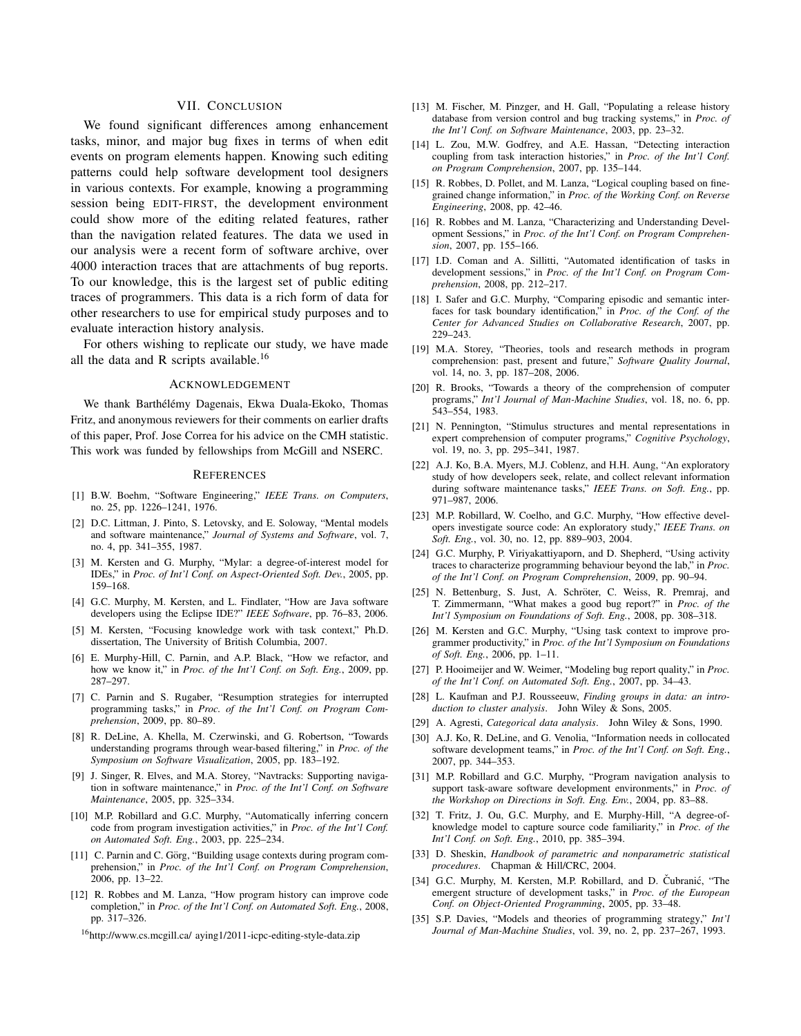## VII. Conclusion

We found significant differences among enhancement tasks, minor, and major bug fixes in terms of when edit events on program elements happen. Knowing such editing patterns could help software development tool designers in various contexts. For example, knowing a programming session being EDIT-FIRST, the development environment could show more of the editing related features, rather than the navigation related features. The data we used in our analysis were a recent form of software archive, over 4000 interaction traces that are attachments of bug reports. To our knowledge, this is the largest set of public editing traces of programmers. This data is a rich form of data for other researchers to use for empirical study purposes and to evaluate interaction history analysis.

For others wishing to replicate our study, we have made all the data and R scripts available.[16]

[16]http://www.cs.mcgill.ca/ aying1/2011-icpc-editing-style-data.zip

## Acknowledgement

We thank Barthélémy Dagenais, Ekwa Duala-Ekoko, Thomas Fritz, and anonymous reviewers for their comments on earlier drafts of this paper, Prof. Jose Correa for his advice on the CMH statistic. This work was funded by fellowships from McGill and NSERC.

## References

[1] B.W. Boehm, "Software Engineering," *IEEE Trans. on Computers*, no. 25, pp. 1226–1241, 1976.

[2] D.C. Littman, J. Pinto, S. Letovsky, and E. Soloway, "Mental models and software maintenance," *Journal of Systems and Software*, vol. 7, no. 4, pp. 341–355, 1987.

[3] M. Kersten and G. Murphy, "Mylar: a degree-of-interest model for IDEs," in *Proc. of Int'l Conf. on Aspect-Oriented Soft. Dev.*, 2005, pp. 159–168.

[4] G.C. Murphy, M. Kersten, and L. Findlater, "How are Java software developers using the Eclipse IDE?" *IEEE Software*, pp. 76–83, 2006.

[5] M. Kersten, "Focusing knowledge work with task context," Ph.D. dissertation, The University of British Columbia, 2007.

[6] E. Murphy-Hill, C. Parnin, and A.P. Black, "How we refactor, and how we know it," in *Proc. of the Int'l Conf. on Soft. Eng.*, 2009, pp. 287–297.

[7] C. Parnin and S. Rugaber, "Resumption strategies for interrupted programming tasks," in *Proc. of the Int'l Conf. on Program Comprehension*, 2009, pp. 80–89.

[8] R. DeLine, A. Khella, M. Czerwinski, and G. Robertson, "Towards understanding programs through wear-based filtering," in *Proc. of the Symposium on Software Visualization*, 2005, pp. 183–192.

[9] J. Singer, R. Elves, and M.A. Storey, "Navtracks: Supporting navigation in software maintenance," in *Proc. of the Int'l Conf. on Software Maintenance*, 2005, pp. 325–334.

[10] M.P. Robillard and G.C. Murphy, "Automatically inferring concern code from program investigation activities," in *Proc. of the Int'l Conf. on Automated Soft. Eng.*, 2003, pp. 225–234.

[11] C. Parnin and C. Görg, "Building usage contexts during program comprehension," in *Proc. of the Int'l Conf. on Program Comprehension*, 2006, pp. 13–22.

[12] R. Robbes and M. Lanza, "How program history can improve code completion," in *Proc. of the Int'l Conf. on Automated Soft. Eng.*, 2008, pp. 317–326.

[13] M. Fischer, M. Pinzger, and H. Gall, "Populating a release history database from version control and bug tracking systems," in *Proc. of the Int'l Conf. on Software Maintenance*, 2003, pp. 23–32.

[14] L. Zou, M.W. Godfrey, and A.E. Hassan, "Detecting interaction coupling from task interaction histories," in *Proc. of the Int'l Conf. on Program Comprehension*, 2007, pp. 135–144.

[15] R. Robbes, D. Pollet, and M. Lanza, "Logical coupling based on fine-grained change information," in *Proc. of the Working Conf. on Reverse Engineering*, 2008, pp. 42–46.

[16] R. Robbes and M. Lanza, "Characterizing and Understanding Development Sessions," in *Proc. of the Int'l Conf. on Program Comprehension*, 2007, pp. 155–166.

[17] I.D. Coman and A. Sillitti, "Automated identification of tasks in development sessions," in *Proc. of the Int'l Conf. on Program Comprehension*, 2008, pp. 212–217.

[18] I. Safer and G.C. Murphy, "Comparing episodic and semantic interfaces for task boundary identification," in *Proc. of the Conf. of the Center for Advanced Studies on Collaborative Research*, 2007, pp. 229–243.

[19] M.A. Storey, "Theories, tools and research methods in program comprehension: past, present and future," *Software Quality Journal*, vol. 14, no. 3, pp. 187–208, 2006.

[20] R. Brooks, "Towards a theory of the comprehension of computer programs," *Int'l Journal of Man-Machine Studies*, vol. 18, no. 6, pp. 543–554, 1983.

[21] N. Pennington, "Stimulus structures and mental representations in expert comprehension of computer programs," *Cognitive Psychology*, vol. 19, no. 3, pp. 295–341, 1987.

[22] A.J. Ko, B.A. Myers, M.J. Coblenz, and H.H. Aung, "An exploratory study of how developers seek, relate, and collect relevant information during software maintenance tasks," *IEEE Trans. on Soft. Eng.*, pp. 971–987, 2006.

[23] M.P. Robillard, W. Coelho, and G.C. Murphy, "How effective developers investigate source code: An exploratory study," *IEEE Trans. on Soft. Eng.*, vol. 30, no. 12, pp. 889–903, 2004.

[24] G.C. Murphy, P. Viriyakattiyaporn, and D. Shepherd, "Using activity traces to characterize programming behaviour beyond the lab," in *Proc. of the Int'l Conf. on Program Comprehension*, 2009, pp. 90–94.

[25] N. Bettenburg, S. Just, A. Schröter, C. Weiss, R. Premraj, and T. Zimmermann, "What makes a good bug report?" in *Proc. of the Int'l Symposium on Foundations of Soft. Eng.*, 2008, pp. 308–318.

[26] M. Kersten and G.C. Murphy, "Using task context to improve programmer productivity," in *Proc. of the Int'l Symposium on Foundations of Soft. Eng.*, 2006, pp. 1–11.

[27] P. Hooimeijer and W. Weimer, "Modeling bug report quality," in *Proc. of the Int'l Conf. on Automated Soft. Eng.*, 2007, pp. 34–43.

[28] L. Kaufman and P.J. Rousseeuw, *Finding groups in data: an introduction to cluster analysis*. John Wiley & Sons, 2005.

[29] A. Agresti, *Categorical data analysis*. John Wiley & Sons, 1990.

[30] A.J. Ko, R. DeLine, and G. Venolia, "Information needs in collocated software development teams," in *Proc. of the Int'l Conf. on Soft. Eng.*, 2007, pp. 344–353.

[31] M.P. Robillard and G.C. Murphy, "Program navigation analysis to support task-aware software development environments," in *Proc. of the Workshop on Directions in Soft. Eng. Env.*, 2004, pp. 83–88.

[32] T. Fritz, J. Ou, G.C. Murphy, and E. Murphy-Hill, "A degree-of-knowledge model to capture source code familiarity," in *Proc. of the Int'l Conf. on Soft. Eng.*, 2010, pp. 385–394.

[33] D. Sheskin, *Handbook of parametric and nonparametric statistical procedures*. Chapman & Hill/CRC, 2004.

[34] G.C. Murphy, M. Kersten, M.P. Robillard, and D. Čubranić, "The emergent structure of development tasks," in *Proc. of the European Conf. on Object-Oriented Programming*, 2005, pp. 33–48.

[35] S.P. Davies, "Models and theories of programming strategy," *Int'l Journal of Man-Machine Studies*, vol. 39, no. 2, pp. 237–267, 1993.